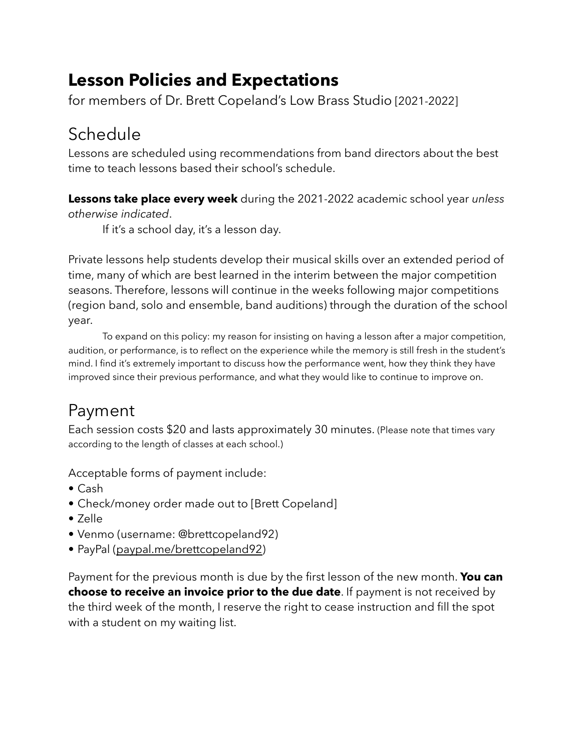# Lesson Policies and Expectations

for members of Dr. Brett Copeland's Low Brass Studio [2021-2022]

## Schedule

Lessons are scheduled using recommendations from band directors about the best time to teach lessons based their school's schedule.

**Lessons take place every week** during the 2021-2022 academic school year *unless otherwise indicated*.

If it's a school day, it's a lesson day.

Private lessons help students develop their musical skills over an extended period of time, many of which are best learned in the interim between the major competition seasons. Therefore, lessons will continue in the weeks following major competitions (region band, solo and ensemble, band auditions) through the duration of the school year.

To expand on this policy: my reason for insisting on having a lesson after a major competition, audition, or performance, is to reflect on the experience while the memory is still fresh in the student's mind. I find it's extremely important to discuss how the performance went, how they think they have improved since their previous performance, and what they would like to continue to improve on.

## Payment

Each session costs $20 and lasts approximately 30 minutes. (Please note that times vary according to the length of classes at each school.)

Acceptable forms of payment include:

- Cash
- Check/money order made out to [Brett Copeland]
- Zelle
- Venmo (username: @brettcopeland92)
- PayPal (paypal.me/brettcopeland92)

Payment for the previous month is due by the first lesson of the new month. **You can choose to receive an invoice prior to the due date**. If payment is not received by the third week of the month, I reserve the right to cease instruction and fill the spot with a student on my waiting list.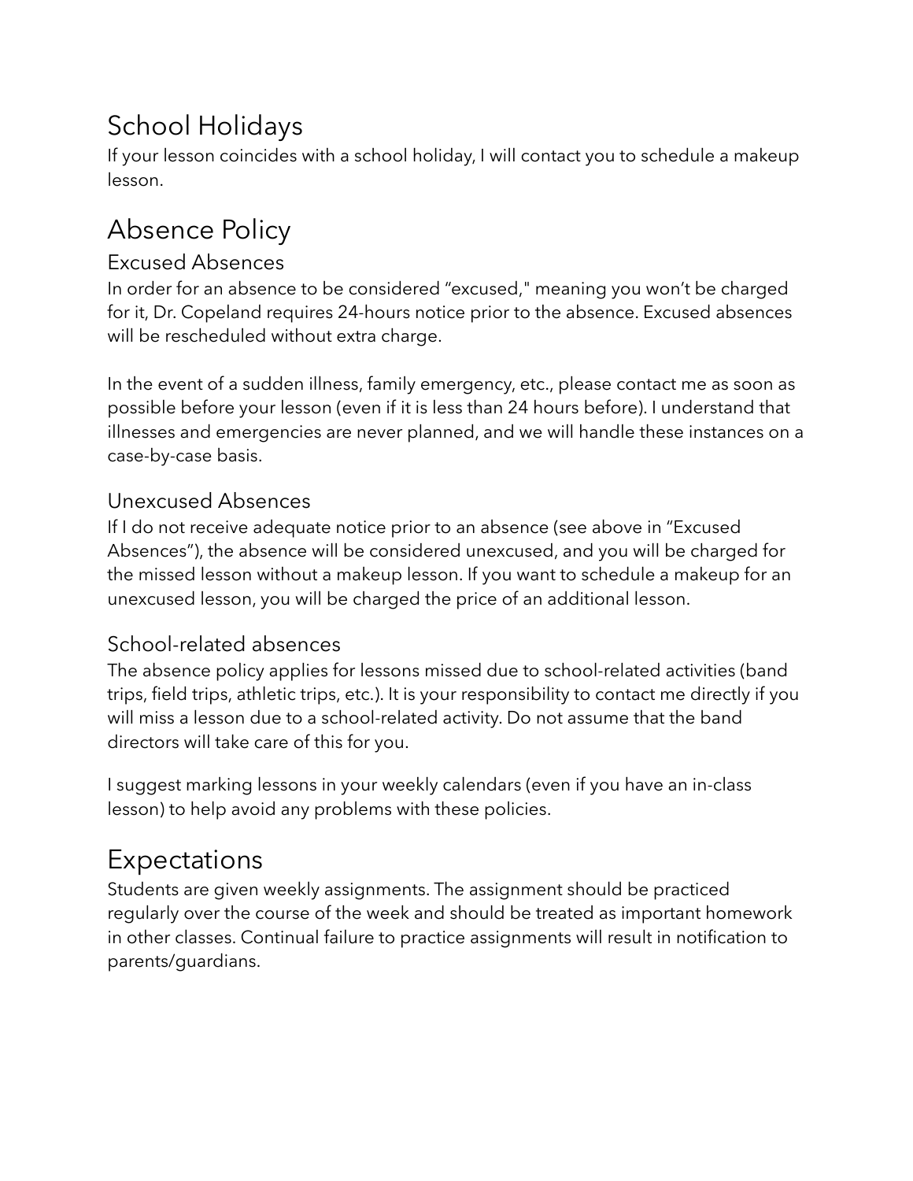## School Holidays

If your lesson coincides with a school holiday, I will contact you to schedule a makeup lesson.

## Absence Policy

### Excused Absences

In order for an absence to be considered "excused," meaning you won't be charged for it, Dr. Copeland requires 24-hours notice prior to the absence. Excused absences will be rescheduled without extra charge.

In the event of a sudden illness, family emergency, etc., please contact me as soon as possible before your lesson (even if it is less than 24 hours before). I understand that illnesses and emergencies are never planned, and we will handle these instances on a case-by-case basis.

### Unexcused Absences

If I do not receive adequate notice prior to an absence (see above in "Excused Absences"), the absence will be considered unexcused, and you will be charged for the missed lesson without a makeup lesson. If you want to schedule a makeup for an unexcused lesson, you will be charged the price of an additional lesson.

### School-related absences

The absence policy applies for lessons missed due to school-related activities (band trips, field trips, athletic trips, etc.). It is your responsibility to contact me directly if you will miss a lesson due to a school-related activity. Do not assume that the band directors will take care of this for you.

I suggest marking lessons in your weekly calendars (even if you have an in-class lesson) to help avoid any problems with these policies.

## Expectations

Students are given weekly assignments. The assignment should be practiced regularly over the course of the week and should be treated as important homework in other classes. Continual failure to practice assignments will result in notification to parents/guardians.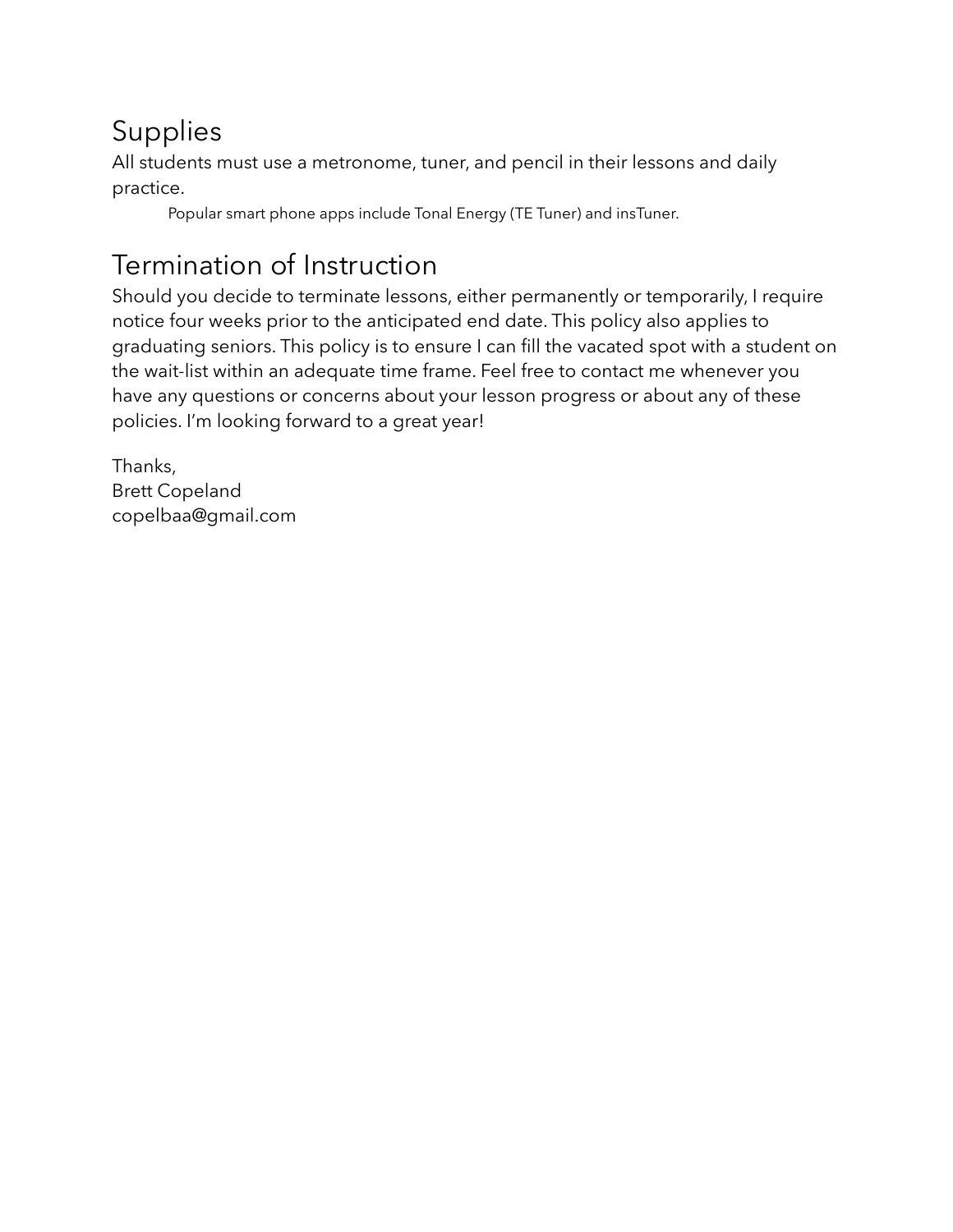## Supplies

All students must use a metronome, tuner, and pencil in their lessons and daily practice.

Popular smart phone apps include Tonal Energy (TE Tuner) and insTuner.

## Termination of Instruction

Should you decide to terminate lessons, either permanently or temporarily, I require notice four weeks prior to the anticipated end date. This policy also applies to graduating seniors. This policy is to ensure I can fill the vacated spot with a student on the wait-list within an adequate time frame. Feel free to contact me whenever you have any questions or concerns about your lesson progress or about any of these policies. I'm looking forward to a great year!

Thanks,
Brett Copeland
copelbaa@gmail.com